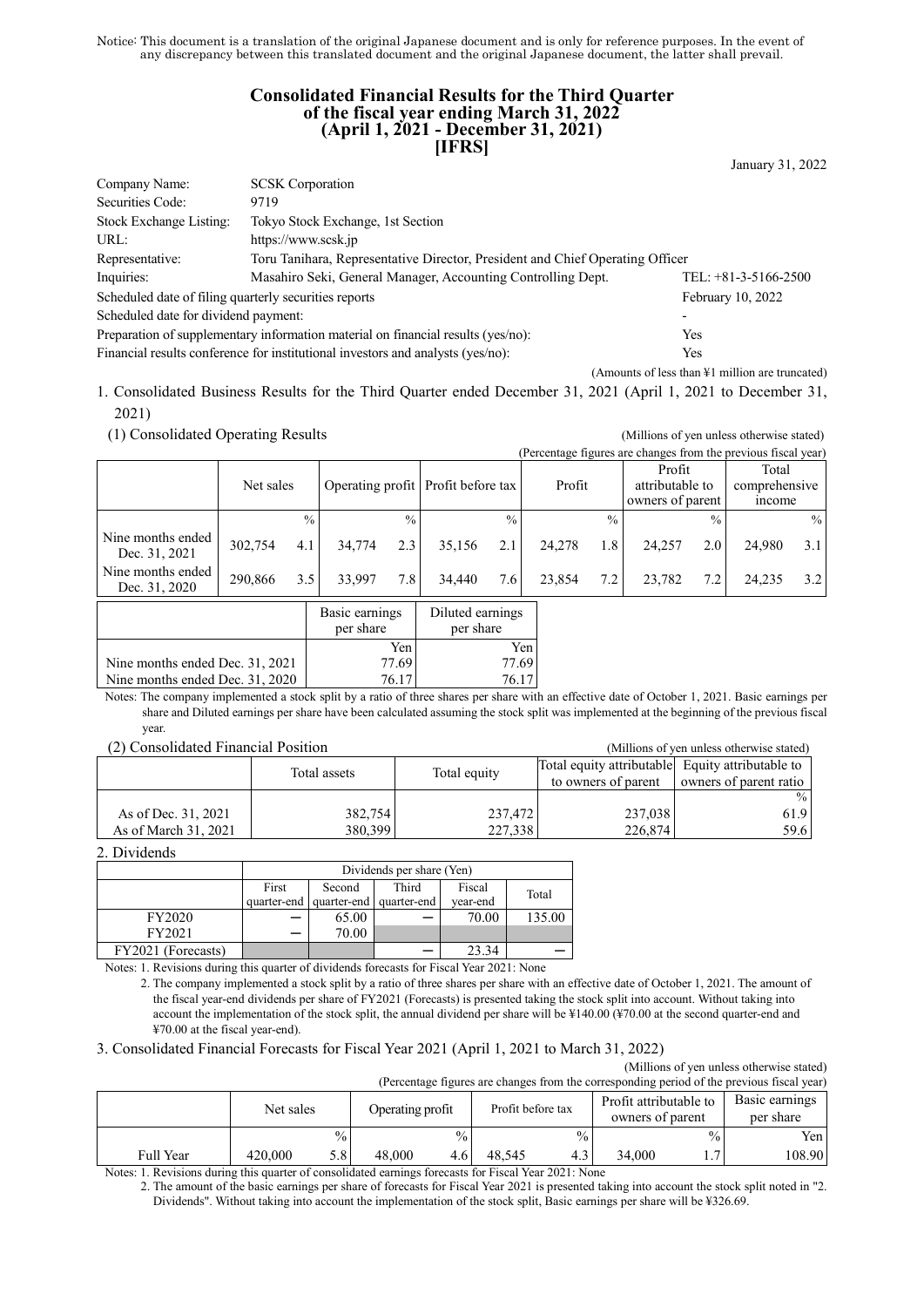Notice: This document is a translation of the original Japanese document and is only for reference purposes. In the event of any discrepancy between this translated document and the original Japanese document, the latter shall prevail.

# Consolidated Financial Results for the Third Quarter of the fiscal year ending March 31, 2022 (April 1, 2021 - December 31, 2021) [IFRS]

January 31, 2022

| | | |
|---|---|---|
| Company Name: | SCSK Corporation | |
| Securities Code: | 9719 | |
| Stock Exchange Listing: | Tokyo Stock Exchange, 1st Section | |
| URL: | https://www.scsk.jp | |
| Representative: | Toru Tanihara, Representative Director, President and Chief Operating Officer | |
| Inquiries: | Masahiro Seki, General Manager, Accounting Controlling Dept. | TEL: +81-3-5166-2500 |
| Scheduled date of filing quarterly securities reports | | February 10, 2022 |
| Scheduled date for dividend payment: | | - |
| Preparation of supplementary information material on financial results (yes/no): | | Yes |
| Financial results conference for institutional investors and analysts (yes/no): | | Yes |

(Amounts of less than ¥1 million are truncated)

1. Consolidated Business Results for the Third Quarter ended December 31, 2021 (April 1, 2021 to December 31, 2021)

(1) Consolidated Operating Results

(Millions of yen unless otherwise stated)

(Percentage figures are changes from the previous fiscal year)

| | Net sales | | Operating profit | | Profit before tax | | Profit | | Profit attributable to owners of parent | | Total comprehensive income | |
|---|---|---|---|---|---|---|---|---|---|---|---|---|
| | | % | | % | | % | | % | | % | | % |
| Nine months ended Dec. 31, 2021 | 302,754 | 4.1 | 34,774 | 2.3 | 35,156 | 2.1 | 24,278 | 1.8 | 24,257 | 2.0 | 24,980 | 3.1 |
| Nine months ended Dec. 31, 2020 | 290,866 | 3.5 | 33,997 | 7.8 | 34,440 | 7.6 | 23,854 | 7.2 | 23,782 | 7.2 | 24,235 | 3.2 |

| | Basic earnings per share | Diluted earnings per share |
|---|---|---|
| | Yen | Yen |
| Nine months ended Dec. 31, 2021 | 77.69 | 77.69 |
| Nine months ended Dec. 31, 2020 | 76.17 | 76.17 |

Notes: The company implemented a stock split by a ratio of three shares per share with an effective date of October 1, 2021. Basic earnings per share and Diluted earnings per share have been calculated assuming the stock split was implemented at the beginning of the previous fiscal year.

(2) Consolidated Financial Position

(Millions of yen unless otherwise stated)

| | Total assets | Total equity | Total equity attributable to owners of parent | Equity attributable to owners of parent ratio |
|---|---|---|---|---|
| | | | | % |
| As of Dec. 31, 2021 | 382,754 | 237,472 | 237,038 | 61.9 |
| As of March 31, 2021 | 380,399 | 227,338 | 226,874 | 59.6 |

2. Dividends

| | Dividends per share (Yen) | | | | |
|---|---|---|---|---|---|
| | First quarter-end | Second quarter-end | Third quarter-end | Fiscal year-end | Total |
| FY2020 | – | 65.00 | – | 70.00 | 135.00 |
| FY2021 | – | 70.00 | | | |
| FY2021 (Forecasts) | | | – | 23.34 | – |

Notes: 1. Revisions during this quarter of dividends forecasts for Fiscal Year 2021: None

2. The company implemented a stock split by a ratio of three shares per share with an effective date of October 1, 2021. The amount of the fiscal year-end dividends per share of FY2021 (Forecasts) is presented taking the stock split into account. Without taking into account the implementation of the stock split, the annual dividend per share will be ¥140.00 (¥70.00 at the second quarter-end and ¥70.00 at the fiscal year-end).

3. Consolidated Financial Forecasts for Fiscal Year 2021 (April 1, 2021 to March 31, 2022)

(Millions of yen unless otherwise stated)

(Percentage figures are changes from the corresponding period of the previous fiscal year)

| | Net sales | | Operating profit | | Profit before tax | | Profit attributable to owners of parent | | Basic earnings per share |
|---|---|---|---|---|---|---|---|---|---|
| | | % | | % | | % | | % | Yen |
| Full Year | 420,000 | 5.8 | 48,000 | 4.6 | 48,545 | 4.3 | 34,000 | 1.7 | 108.90 |

Notes: 1. Revisions during this quarter of consolidated earnings forecasts for Fiscal Year 2021: None

2. The amount of the basic earnings per share of forecasts for Fiscal Year 2021 is presented taking into account the stock split noted in "2. Dividends". Without taking into account the implementation of the stock split, Basic earnings per share will be ¥326.69.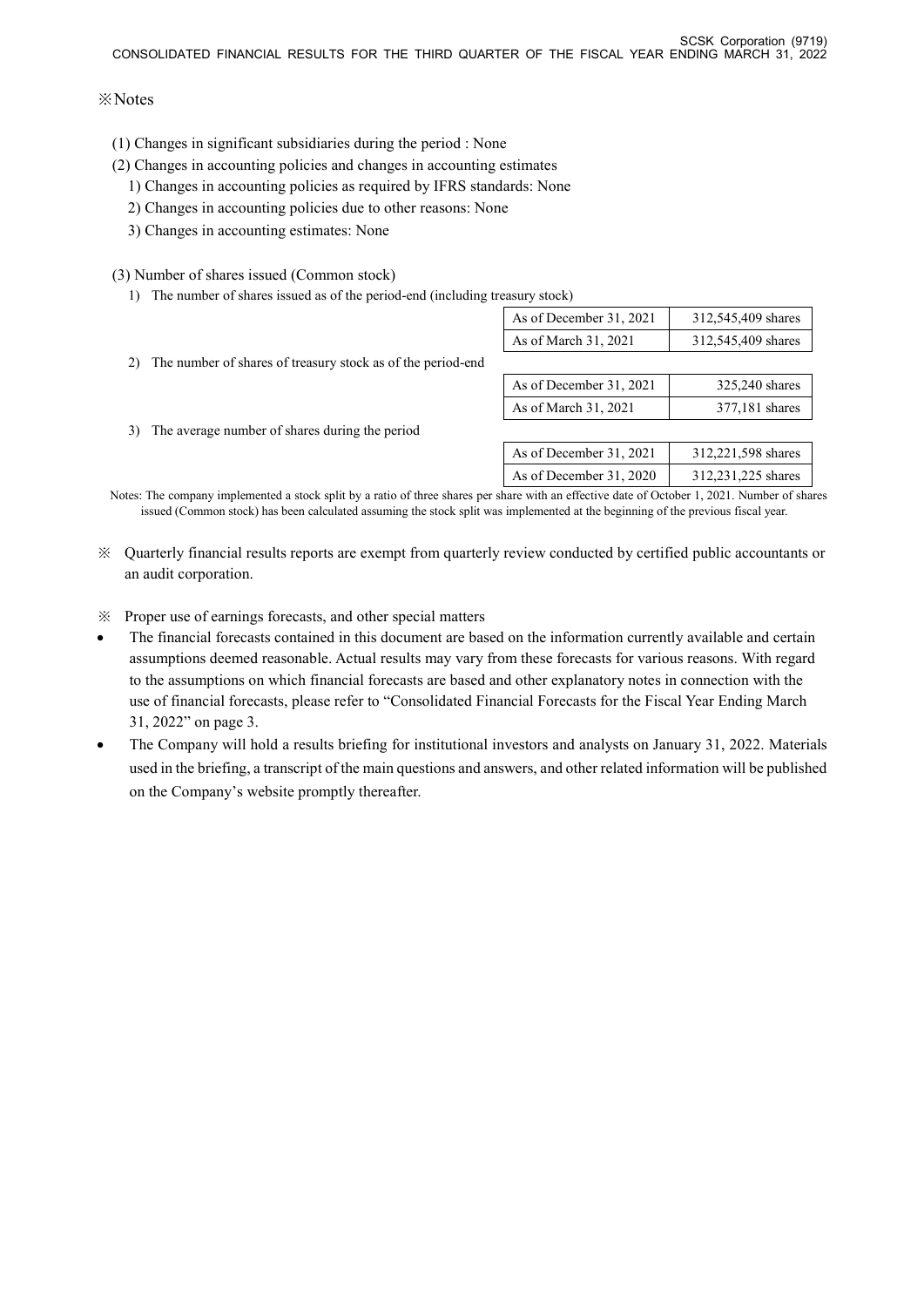※Notes

(1) Changes in significant subsidiaries during the period : None

(2) Changes in accounting policies and changes in accounting estimates

1) Changes in accounting policies as required by IFRS standards: None

2) Changes in accounting policies due to other reasons: None

3) Changes in accounting estimates: None

(3) Number of shares issued (Common stock)

1) The number of shares issued as of the period-end (including treasury stock)

| As of December 31, 2021 | 312,545,409 shares |
|---|---|
| As of March 31, 2021 | 312,545,409 shares |

2) The number of shares of treasury stock as of the period-end

| As of December 31, 2021 | 325,240 shares |
|---|---|
| As of March 31, 2021 | 377,181 shares |

3) The average number of shares during the period

| As of December 31, 2021 | 312,221,598 shares |
|---|---|
| As of December 31, 2020 | 312,231,225 shares |

Notes: The company implemented a stock split by a ratio of three shares per share with an effective date of October 1, 2021. Number of shares issued (Common stock) has been calculated assuming the stock split was implemented at the beginning of the previous fiscal year.

※ Quarterly financial results reports are exempt from quarterly review conducted by certified public accountants or an audit corporation.

※ Proper use of earnings forecasts, and other special matters

- The financial forecasts contained in this document are based on the information currently available and certain assumptions deemed reasonable. Actual results may vary from these forecasts for various reasons. With regard to the assumptions on which financial forecasts are based and other explanatory notes in connection with the use of financial forecasts, please refer to "Consolidated Financial Forecasts for the Fiscal Year Ending March 31, 2022" on page 3.
- The Company will hold a results briefing for institutional investors and analysts on January 31, 2022. Materials used in the briefing, a transcript of the main questions and answers, and other related information will be published on the Company's website promptly thereafter.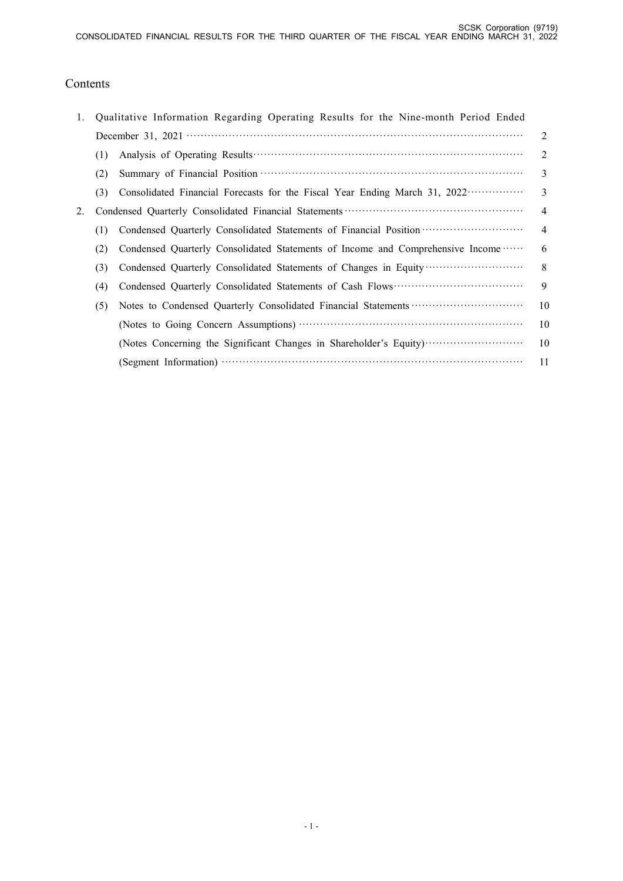# Contents

| | | | |
|---|---|---|---|
| 1. | Qualitative Information Regarding Operating Results for the Nine-month Period Ended December 31, 2021 | | 2 |
| | (1) | Analysis of Operating Results | 2 |
| | (2) | Summary of Financial Position | 3 |
| | (3) | Consolidated Financial Forecasts for the Fiscal Year Ending March 31, 2022 | 3 |
| 2. | Condensed Quarterly Consolidated Financial Statements | | 4 |
| | (1) | Condensed Quarterly Consolidated Statements of Financial Position | 4 |
| | (2) | Condensed Quarterly Consolidated Statements of Income and Comprehensive Income | 6 |
| | (3) | Condensed Quarterly Consolidated Statements of Changes in Equity | 8 |
| | (4) | Condensed Quarterly Consolidated Statements of Cash Flows | 9 |
| | (5) | Notes to Condensed Quarterly Consolidated Financial Statements | 10 |
| | | (Notes to Going Concern Assumptions) | 10 |
| | | (Notes Concerning the Significant Changes in Shareholder's Equity) | 10 |
| | | (Segment Information) | 11 |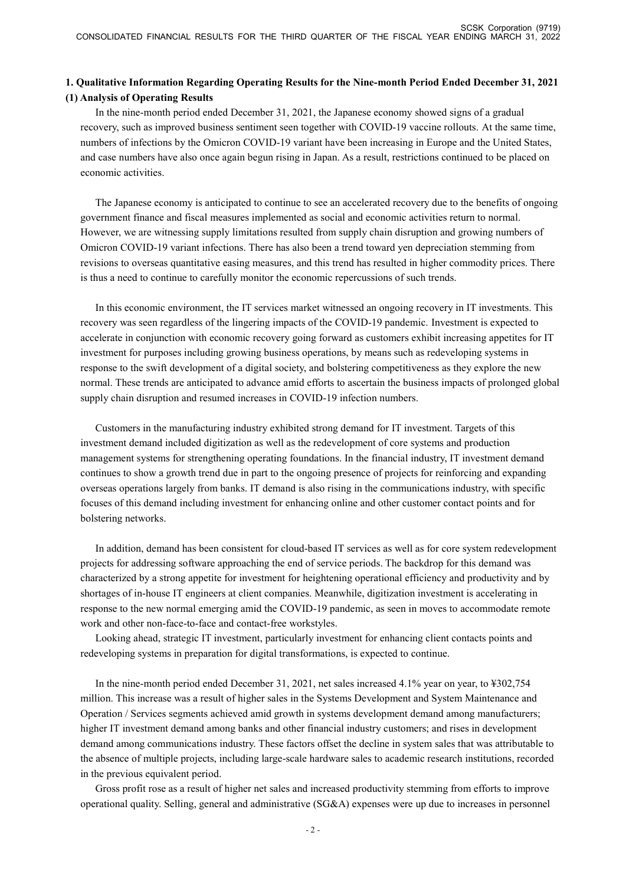## 1. Qualitative Information Regarding Operating Results for the Nine-month Period Ended December 31, 2021

### (1) Analysis of Operating Results

In the nine-month period ended December 31, 2021, the Japanese economy showed signs of a gradual recovery, such as improved business sentiment seen together with COVID-19 vaccine rollouts. At the same time, numbers of infections by the Omicron COVID-19 variant have been increasing in Europe and the United States, and case numbers have also once again begun rising in Japan. As a result, restrictions continued to be placed on economic activities.

The Japanese economy is anticipated to continue to see an accelerated recovery due to the benefits of ongoing government finance and fiscal measures implemented as social and economic activities return to normal. However, we are witnessing supply limitations resulted from supply chain disruption and growing numbers of Omicron COVID-19 variant infections. There has also been a trend toward yen depreciation stemming from revisions to overseas quantitative easing measures, and this trend has resulted in higher commodity prices. There is thus a need to continue to carefully monitor the economic repercussions of such trends.

In this economic environment, the IT services market witnessed an ongoing recovery in IT investments. This recovery was seen regardless of the lingering impacts of the COVID-19 pandemic. Investment is expected to accelerate in conjunction with economic recovery going forward as customers exhibit increasing appetites for IT investment for purposes including growing business operations, by means such as redeveloping systems in response to the swift development of a digital society, and bolstering competitiveness as they explore the new normal. These trends are anticipated to advance amid efforts to ascertain the business impacts of prolonged global supply chain disruption and resumed increases in COVID-19 infection numbers.

Customers in the manufacturing industry exhibited strong demand for IT investment. Targets of this investment demand included digitization as well as the redevelopment of core systems and production management systems for strengthening operating foundations. In the financial industry, IT investment demand continues to show a growth trend due in part to the ongoing presence of projects for reinforcing and expanding overseas operations largely from banks. IT demand is also rising in the communications industry, with specific focuses of this demand including investment for enhancing online and other customer contact points and for bolstering networks.

In addition, demand has been consistent for cloud-based IT services as well as for core system redevelopment projects for addressing software approaching the end of service periods. The backdrop for this demand was characterized by a strong appetite for investment for heightening operational efficiency and productivity and by shortages of in-house IT engineers at client companies. Meanwhile, digitization investment is accelerating in response to the new normal emerging amid the COVID-19 pandemic, as seen in moves to accommodate remote work and other non-face-to-face and contact-free workstyles.

Looking ahead, strategic IT investment, particularly investment for enhancing client contacts points and redeveloping systems in preparation for digital transformations, is expected to continue.

In the nine-month period ended December 31, 2021, net sales increased 4.1% year on year, to ¥302,754 million. This increase was a result of higher sales in the Systems Development and System Maintenance and Operation / Services segments achieved amid growth in systems development demand among manufacturers; higher IT investment demand among banks and other financial industry customers; and rises in development demand among communications industry. These factors offset the decline in system sales that was attributable to the absence of multiple projects, including large-scale hardware sales to academic research institutions, recorded in the previous equivalent period.

Gross profit rose as a result of higher net sales and increased productivity stemming from efforts to improve operational quality. Selling, general and administrative (SG&A) expenses were up due to increases in personnel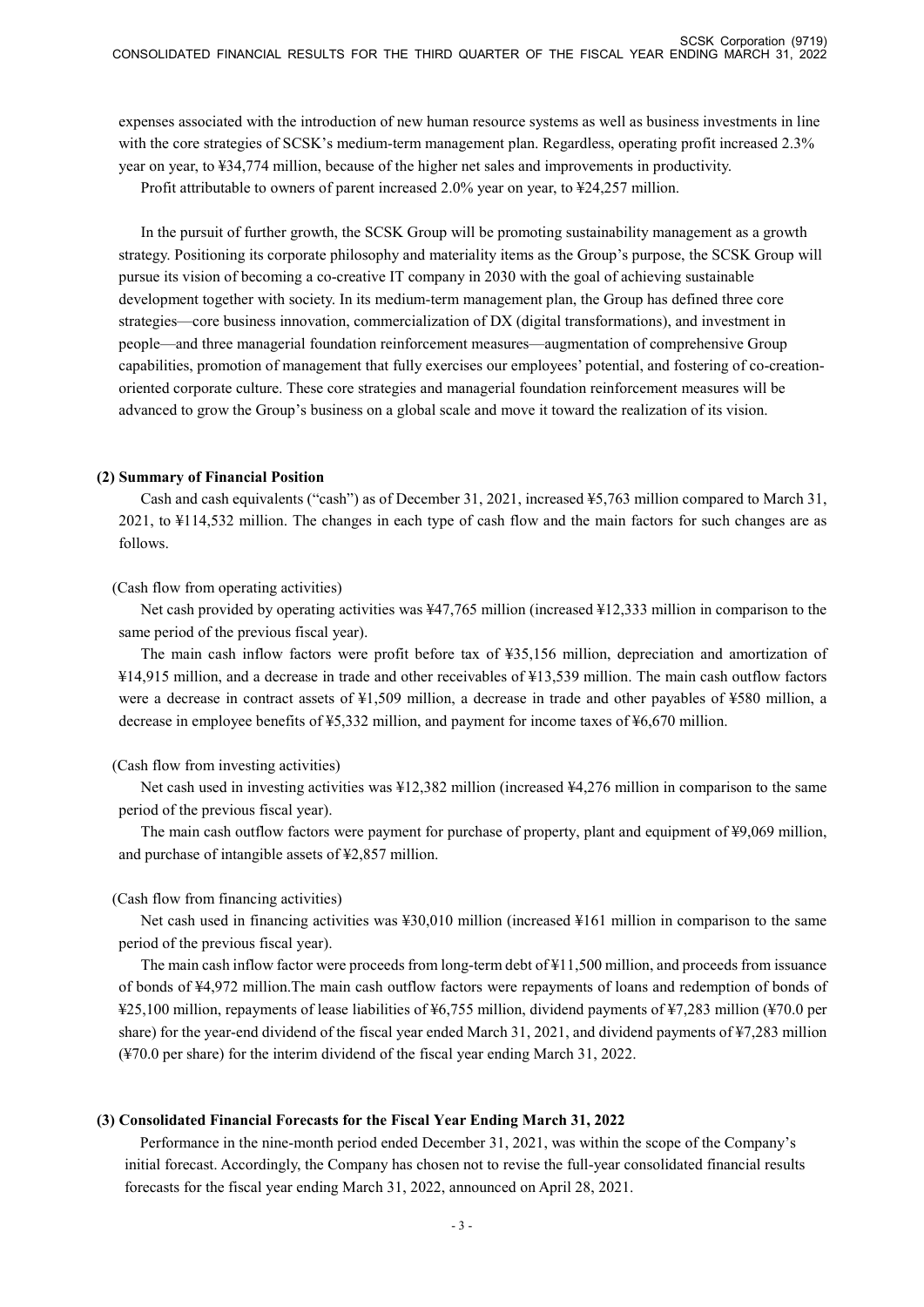expenses associated with the introduction of new human resource systems as well as business investments in line with the core strategies of SCSK's medium-term management plan. Regardless, operating profit increased 2.3% year on year, to ¥34,774 million, because of the higher net sales and improvements in productivity.

Profit attributable to owners of parent increased 2.0% year on year, to ¥24,257 million.

In the pursuit of further growth, the SCSK Group will be promoting sustainability management as a growth strategy. Positioning its corporate philosophy and materiality items as the Group's purpose, the SCSK Group will pursue its vision of becoming a co-creative IT company in 2030 with the goal of achieving sustainable development together with society. In its medium-term management plan, the Group has defined three core strategies—core business innovation, commercialization of DX (digital transformations), and investment in people—and three managerial foundation reinforcement measures—augmentation of comprehensive Group capabilities, promotion of management that fully exercises our employees' potential, and fostering of co-creation-oriented corporate culture. These core strategies and managerial foundation reinforcement measures will be advanced to grow the Group's business on a global scale and move it toward the realization of its vision.

### (2) Summary of Financial Position

Cash and cash equivalents ("cash") as of December 31, 2021, increased ¥5,763 million compared to March 31, 2021, to ¥114,532 million. The changes in each type of cash flow and the main factors for such changes are as follows.

(Cash flow from operating activities)

Net cash provided by operating activities was ¥47,765 million (increased ¥12,333 million in comparison to the same period of the previous fiscal year).

The main cash inflow factors were profit before tax of ¥35,156 million, depreciation and amortization of ¥14,915 million, and a decrease in trade and other receivables of ¥13,539 million. The main cash outflow factors were a decrease in contract assets of ¥1,509 million, a decrease in trade and other payables of ¥580 million, a decrease in employee benefits of ¥5,332 million, and payment for income taxes of ¥6,670 million.

(Cash flow from investing activities)

Net cash used in investing activities was ¥12,382 million (increased ¥4,276 million in comparison to the same period of the previous fiscal year).

The main cash outflow factors were payment for purchase of property, plant and equipment of ¥9,069 million, and purchase of intangible assets of ¥2,857 million.

(Cash flow from financing activities)

Net cash used in financing activities was ¥30,010 million (increased ¥161 million in comparison to the same period of the previous fiscal year).

The main cash inflow factor were proceeds from long-term debt of ¥11,500 million, and proceeds from issuance of bonds of ¥4,972 million.The main cash outflow factors were repayments of loans and redemption of bonds of ¥25,100 million, repayments of lease liabilities of ¥6,755 million, dividend payments of ¥7,283 million (¥70.0 per share) for the year-end dividend of the fiscal year ended March 31, 2021, and dividend payments of ¥7,283 million (¥70.0 per share) for the interim dividend of the fiscal year ending March 31, 2022.

### (3) Consolidated Financial Forecasts for the Fiscal Year Ending March 31, 2022

Performance in the nine-month period ended December 31, 2021, was within the scope of the Company's initial forecast. Accordingly, the Company has chosen not to revise the full-year consolidated financial results forecasts for the fiscal year ending March 31, 2022, announced on April 28, 2021.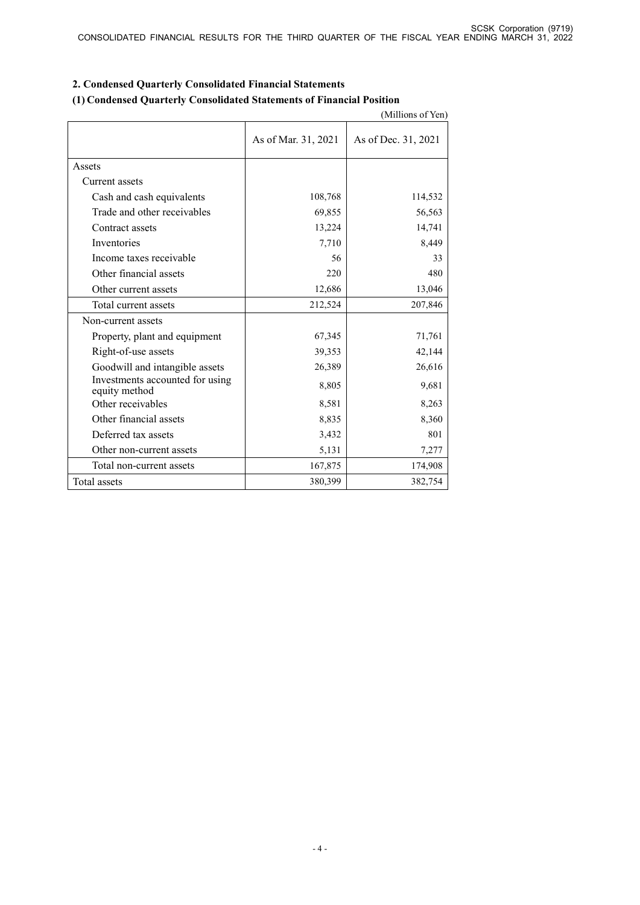## 2. Condensed Quarterly Consolidated Financial Statements

### (1) Condensed Quarterly Consolidated Statements of Financial Position

(Millions of Yen)

| | As of Mar. 31, 2021 | As of Dec. 31, 2021 |
|---|---|---|
| Assets | | |
| Current assets | | |
| Cash and cash equivalents | 108,768 | 114,532 |
| Trade and other receivables | 69,855 | 56,563 |
| Contract assets | 13,224 | 14,741 |
| Inventories | 7,710 | 8,449 |
| Income taxes receivable | 56 | 33 |
| Other financial assets | 220 | 480 |
| Other current assets | 12,686 | 13,046 |
| Total current assets | 212,524 | 207,846 |
| Non-current assets | | |
| Property, plant and equipment | 67,345 | 71,761 |
| Right-of-use assets | 39,353 | 42,144 |
| Goodwill and intangible assets | 26,389 | 26,616 |
| Investments accounted for using equity method | 8,805 | 9,681 |
| Other receivables | 8,581 | 8,263 |
| Other financial assets | 8,835 | 8,360 |
| Deferred tax assets | 3,432 | 801 |
| Other non-current assets | 5,131 | 7,277 |
| Total non-current assets | 167,875 | 174,908 |
| Total assets | 380,399 | 382,754 |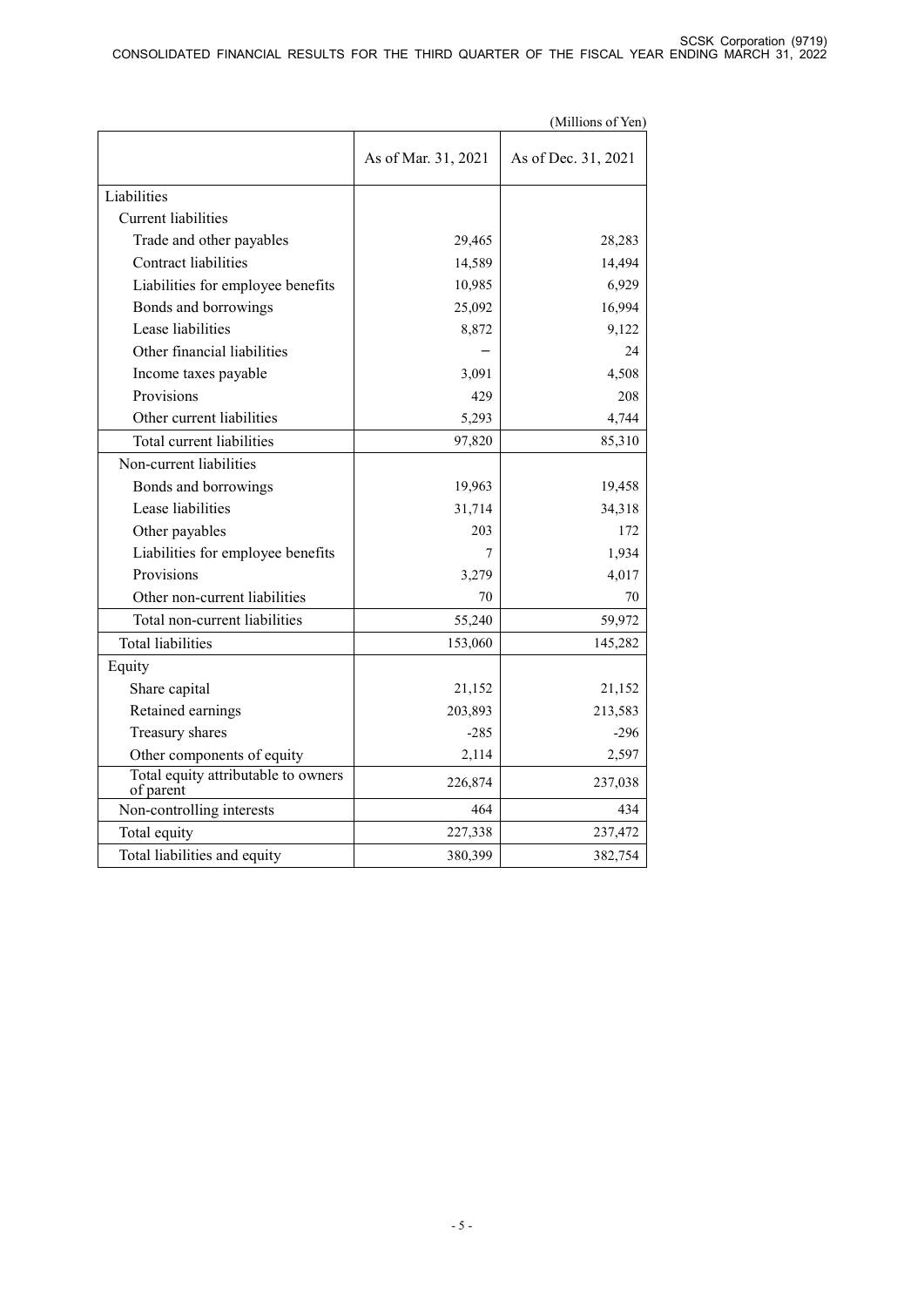(Millions of Yen)

| | As of Mar. 31, 2021 | As of Dec. 31, 2021 |
|---|---|---|
| Liabilities | | |
| Current liabilities | | |
| Trade and other payables | 29,465 | 28,283 |
| Contract liabilities | 14,589 | 14,494 |
| Liabilities for employee benefits | 10,985 | 6,929 |
| Bonds and borrowings | 25,092 | 16,994 |
| Lease liabilities | 8,872 | 9,122 |
| Other financial liabilities | − | 24 |
| Income taxes payable | 3,091 | 4,508 |
| Provisions | 429 | 208 |
| Other current liabilities | 5,293 | 4,744 |
| Total current liabilities | 97,820 | 85,310 |
| Non-current liabilities | | |
| Bonds and borrowings | 19,963 | 19,458 |
| Lease liabilities | 31,714 | 34,318 |
| Other payables | 203 | 172 |
| Liabilities for employee benefits | 7 | 1,934 |
| Provisions | 3,279 | 4,017 |
| Other non-current liabilities | 70 | 70 |
| Total non-current liabilities | 55,240 | 59,972 |
| Total liabilities | 153,060 | 145,282 |
| Equity | | |
| Share capital | 21,152 | 21,152 |
| Retained earnings | 203,893 | 213,583 |
| Treasury shares | -285 | -296 |
| Other components of equity | 2,114 | 2,597 |
| Total equity attributable to owners of parent | 226,874 | 237,038 |
| Non-controlling interests | 464 | 434 |
| Total equity | 227,338 | 237,472 |
| Total liabilities and equity | 380,399 | 382,754 |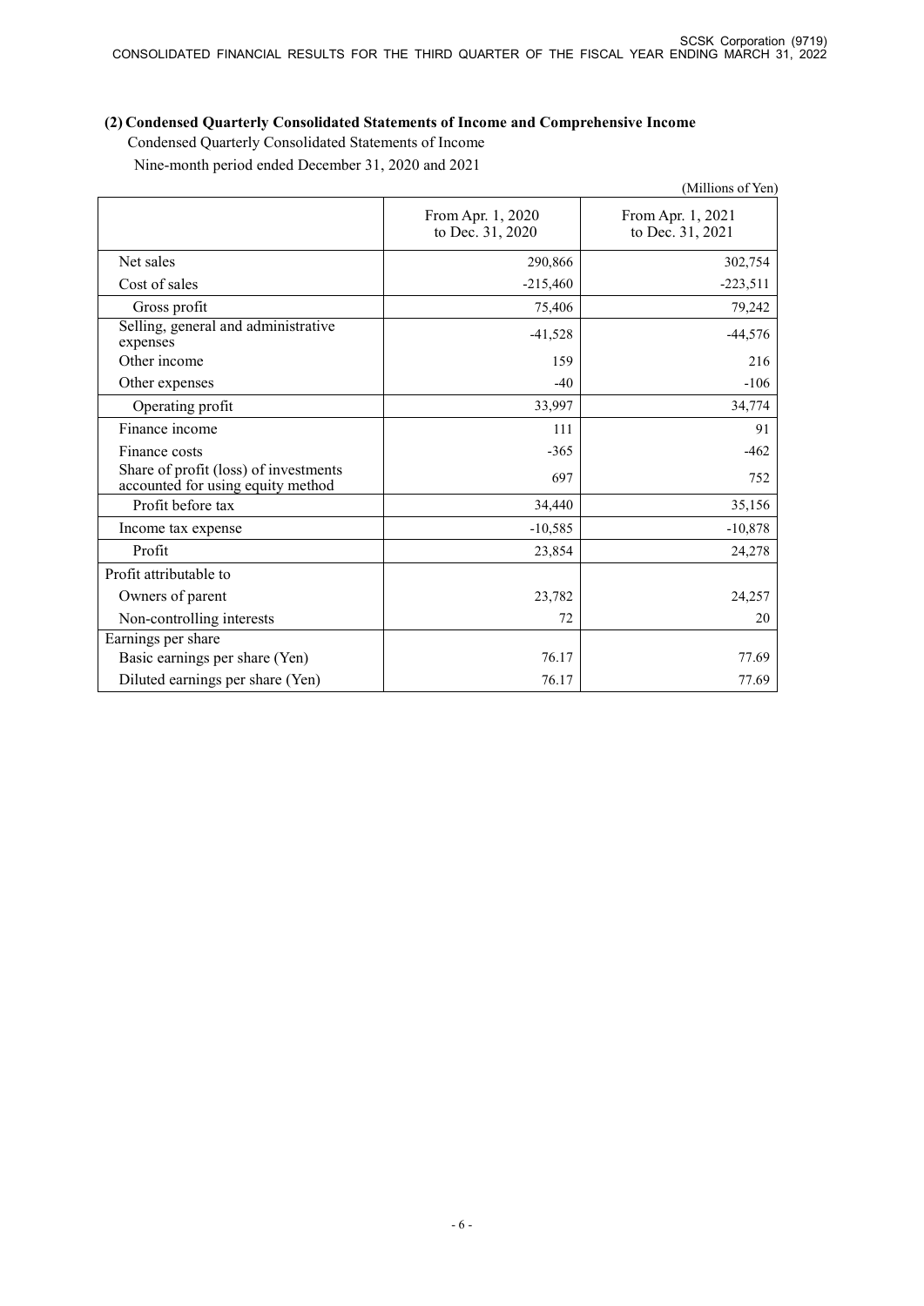### (2) Condensed Quarterly Consolidated Statements of Income and Comprehensive Income

Condensed Quarterly Consolidated Statements of Income

Nine-month period ended December 31, 2020 and 2021

(Millions of Yen)

| | From Apr. 1, 2020 to Dec. 31, 2020 | From Apr. 1, 2021 to Dec. 31, 2021 |
|---|---|---|
| Net sales | 290,866 | 302,754 |
| Cost of sales | -215,460 | -223,511 |
| Gross profit | 75,406 | 79,242 |
| Selling, general and administrative expenses | -41,528 | -44,576 |
| Other income | 159 | 216 |
| Other expenses | -40 | -106 |
| Operating profit | 33,997 | 34,774 |
| Finance income | 111 | 91 |
| Finance costs | -365 | -462 |
| Share of profit (loss) of investments accounted for using equity method | 697 | 752 |
| Profit before tax | 34,440 | 35,156 |
| Income tax expense | -10,585 | -10,878 |
| Profit | 23,854 | 24,278 |
| Profit attributable to | | |
| Owners of parent | 23,782 | 24,257 |
| Non-controlling interests | 72 | 20 |
| Earnings per share | | |
| Basic earnings per share (Yen) | 76.17 | 77.69 |
| Diluted earnings per share (Yen) | 76.17 | 77.69 |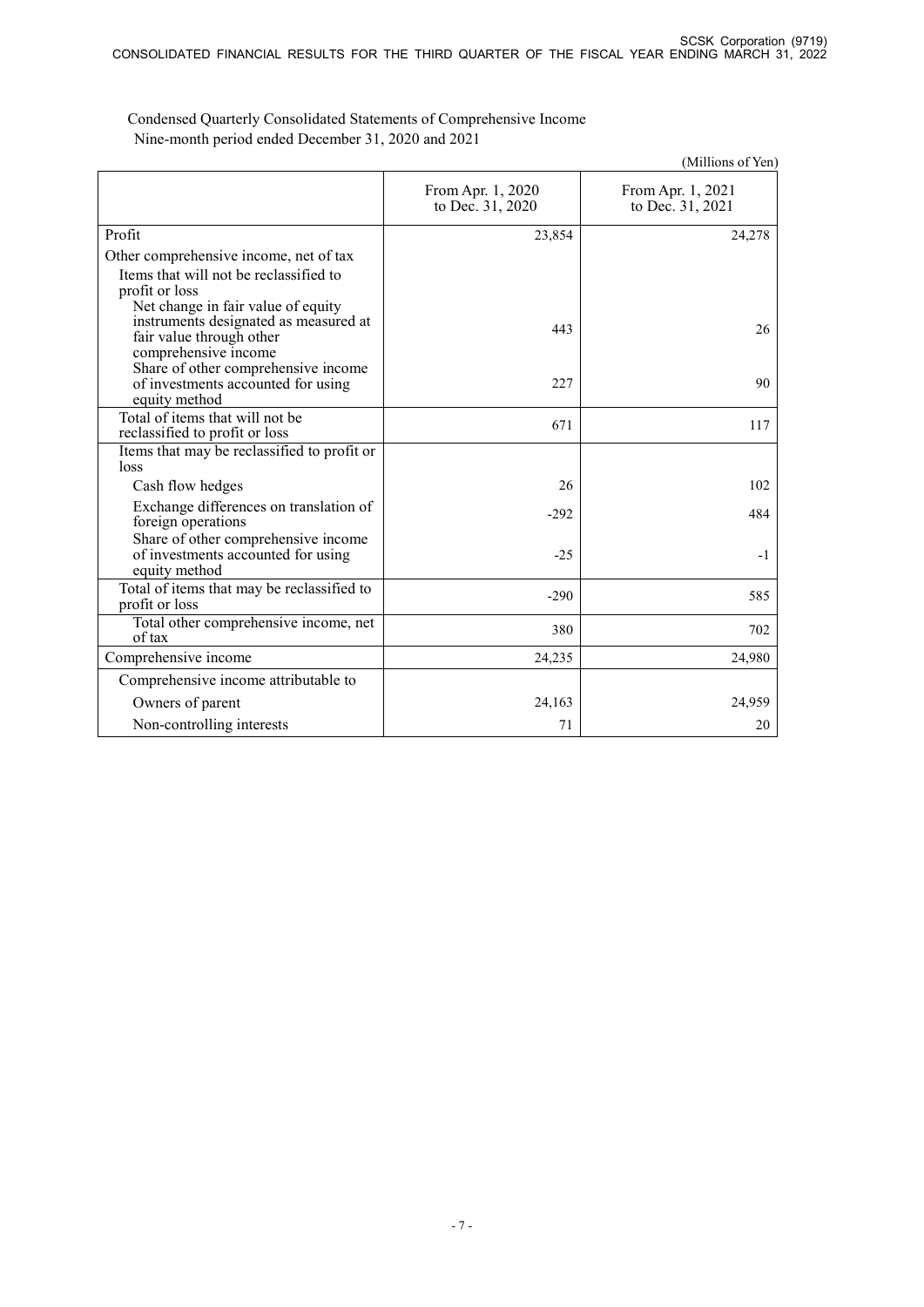Condensed Quarterly Consolidated Statements of Comprehensive Income
Nine-month period ended December 31, 2020 and 2021

(Millions of Yen)

| | From Apr. 1, 2020 to Dec. 31, 2020 | From Apr. 1, 2021 to Dec. 31, 2021 |
|---|---|---|
| Profit | 23,854 | 24,278 |
| Other comprehensive income, net of tax | | |
| Items that will not be reclassified to profit or loss | | |
| Net change in fair value of equity instruments designated as measured at fair value through other comprehensive income | 443 | 26 |
| Share of other comprehensive income of investments accounted for using equity method | 227 | 90 |
| Total of items that will not be reclassified to profit or loss | 671 | 117 |
| Items that may be reclassified to profit or loss | | |
| Cash flow hedges | 26 | 102 |
| Exchange differences on translation of foreign operations | -292 | 484 |
| Share of other comprehensive income of investments accounted for using equity method | -25 | -1 |
| Total of items that may be reclassified to profit or loss | -290 | 585 |
| Total other comprehensive income, net of tax | 380 | 702 |
| Comprehensive income | 24,235 | 24,980 |
| Comprehensive income attributable to | | |
| Owners of parent | 24,163 | 24,959 |
| Non-controlling interests | 71 | 20 |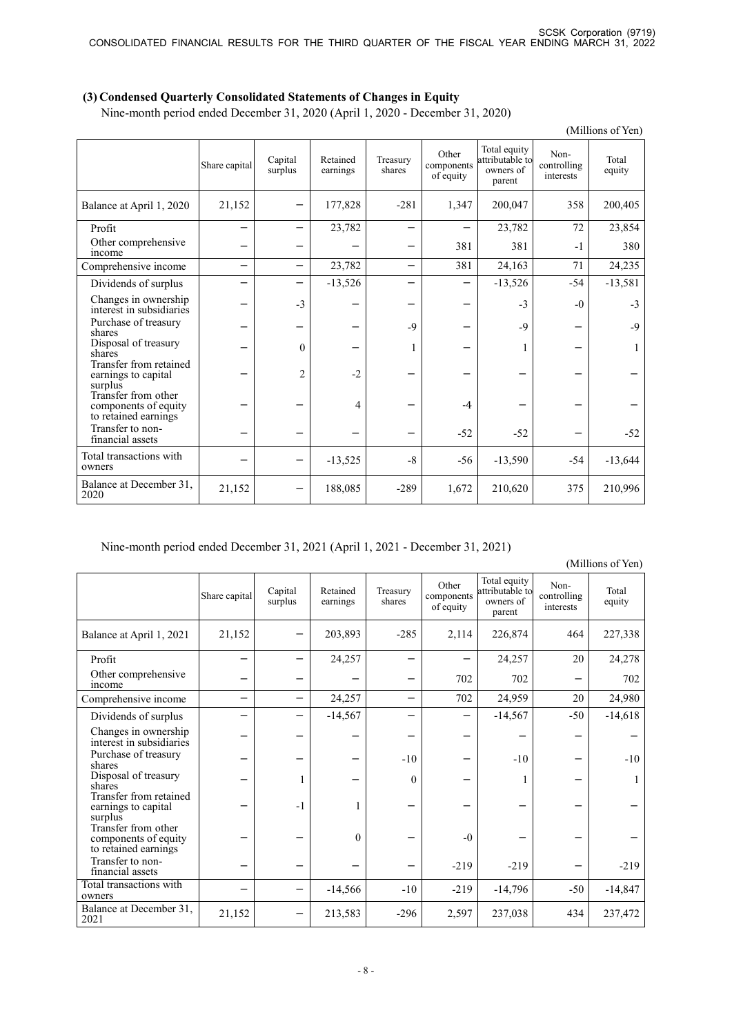### (3) Condensed Quarterly Consolidated Statements of Changes in Equity

Nine-month period ended December 31, 2020 (April 1, 2020 - December 31, 2020)

(Millions of Yen)

| | Share capital | Capital surplus | Retained earnings | Treasury shares | Other components of equity | Total equity attributable to owners of parent | Non-controlling interests | Total equity |
|---|---|---|---|---|---|---|---|---|
| Balance at April 1, 2020 | 21,152 | − | 177,828 | -281 | 1,347 | 200,047 | 358 | 200,405 |
| Profit | − | − | 23,782 | − | − | 23,782 | 72 | 23,854 |
| Other comprehensive income | − | − | − | − | 381 | 381 | -1 | 380 |
| Comprehensive income | − | − | 23,782 | − | 381 | 24,163 | 71 | 24,235 |
| Dividends of surplus | − | − | -13,526 | − | − | -13,526 | -54 | -13,581 |
| Changes in ownership interest in subsidiaries | − | -3 | − | − | − | -3 | -0 | -3 |
| Purchase of treasury shares | − | − | − | -9 | − | -9 | − | -9 |
| Disposal of treasury shares | − | 0 | − | 1 | − | 1 | − | 1 |
| Transfer from retained earnings to capital surplus | − | 2 | -2 | − | − | − | − | − |
| Transfer from other components of equity to retained earnings | − | − | 4 | − | -4 | − | − | − |
| Transfer to non-financial assets | − | − | − | − | -52 | -52 | − | -52 |
| Total transactions with owners | − | − | -13,525 | -8 | -56 | -13,590 | -54 | -13,644 |
| Balance at December 31, 2020 | 21,152 | − | 188,085 | -289 | 1,672 | 210,620 | 375 | 210,996 |

Nine-month period ended December 31, 2021 (April 1, 2021 - December 31, 2021)

(Millions of Yen)

| | Share capital | Capital surplus | Retained earnings | Treasury shares | Other components of equity | Total equity attributable to owners of parent | Non-controlling interests | Total equity |
|---|---|---|---|---|---|---|---|---|
| Balance at April 1, 2021 | 21,152 | − | 203,893 | -285 | 2,114 | 226,874 | 464 | 227,338 |
| Profit | − | − | 24,257 | − | − | 24,257 | 20 | 24,278 |
| Other comprehensive income | − | − | − | − | 702 | 702 | − | 702 |
| Comprehensive income | − | − | 24,257 | − | 702 | 24,959 | 20 | 24,980 |
| Dividends of surplus | − | − | -14,567 | − | − | -14,567 | -50 | -14,618 |
| Changes in ownership interest in subsidiaries | − | − | − | − | − | − | − | − |
| Purchase of treasury shares | − | − | − | -10 | − | -10 | − | -10 |
| Disposal of treasury shares | − | 1 | − | 0 | − | 1 | − | 1 |
| Transfer from retained earnings to capital surplus | − | -1 | 1 | − | − | − | − | − |
| Transfer from other components of equity to retained earnings | − | − | 0 | − | -0 | − | − | − |
| Transfer to non-financial assets | − | − | − | − | -219 | -219 | − | -219 |
| Total transactions with owners | − | − | -14,566 | -10 | -219 | -14,796 | -50 | -14,847 |
| Balance at December 31, 2021 | 21,152 | − | 213,583 | -296 | 2,597 | 237,038 | 434 | 237,472 |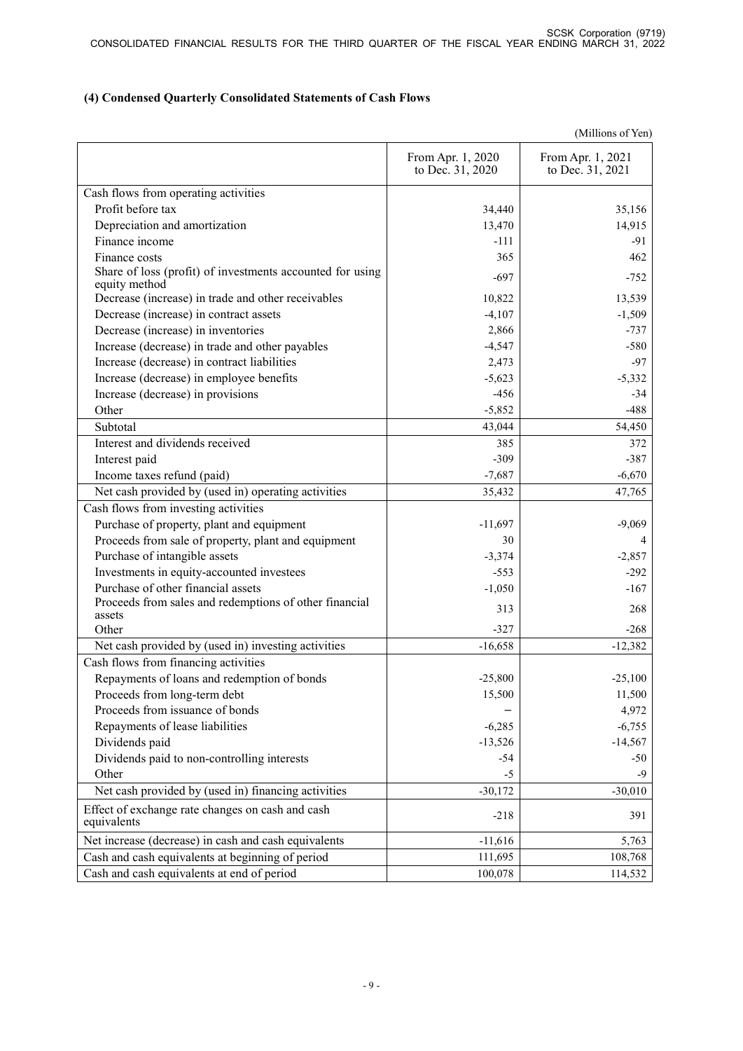### (4) Condensed Quarterly Consolidated Statements of Cash Flows

(Millions of Yen)

| | From Apr. 1, 2020 to Dec. 31, 2020 | From Apr. 1, 2021 to Dec. 31, 2021 |
|---|---|---|
| Cash flows from operating activities | | |
| Profit before tax | 34,440 | 35,156 |
| Depreciation and amortization | 13,470 | 14,915 |
| Finance income | -111 | -91 |
| Finance costs | 365 | 462 |
| Share of loss (profit) of investments accounted for using equity method | -697 | -752 |
| Decrease (increase) in trade and other receivables | 10,822 | 13,539 |
| Decrease (increase) in contract assets | -4,107 | -1,509 |
| Decrease (increase) in inventories | 2,866 | -737 |
| Increase (decrease) in trade and other payables | -4,547 | -580 |
| Increase (decrease) in contract liabilities | 2,473 | -97 |
| Increase (decrease) in employee benefits | -5,623 | -5,332 |
| Increase (decrease) in provisions | -456 | -34 |
| Other | -5,852 | -488 |
| Subtotal | 43,044 | 54,450 |
| Interest and dividends received | 385 | 372 |
| Interest paid | -309 | -387 |
| Income taxes refund (paid) | -7,687 | -6,670 |
| Net cash provided by (used in) operating activities | 35,432 | 47,765 |
| Cash flows from investing activities | | |
| Purchase of property, plant and equipment | -11,697 | -9,069 |
| Proceeds from sale of property, plant and equipment | 30 | 4 |
| Purchase of intangible assets | -3,374 | -2,857 |
| Investments in equity-accounted investees | -553 | -292 |
| Purchase of other financial assets | -1,050 | -167 |
| Proceeds from sales and redemptions of other financial assets | 313 | 268 |
| Other | -327 | -268 |
| Net cash provided by (used in) investing activities | -16,658 | -12,382 |
| Cash flows from financing activities | | |
| Repayments of loans and redemption of bonds | -25,800 | -25,100 |
| Proceeds from long-term debt | 15,500 | 11,500 |
| Proceeds from issuance of bonds | – | 4,972 |
| Repayments of lease liabilities | -6,285 | -6,755 |
| Dividends paid | -13,526 | -14,567 |
| Dividends paid to non-controlling interests | -54 | -50 |
| Other | -5 | -9 |
| Net cash provided by (used in) financing activities | -30,172 | -30,010 |
| Effect of exchange rate changes on cash and cash equivalents | -218 | 391 |
| Net increase (decrease) in cash and cash equivalents | -11,616 | 5,763 |
| Cash and cash equivalents at beginning of period | 111,695 | 108,768 |
| Cash and cash equivalents at end of period | 100,078 | 114,532 |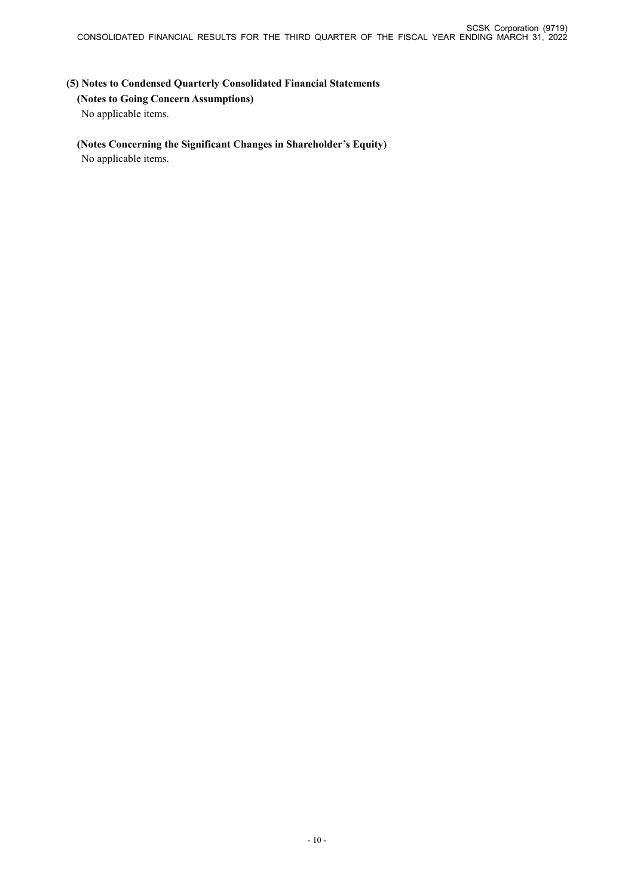## (5) Notes to Condensed Quarterly Consolidated Financial Statements

### (Notes to Going Concern Assumptions)

No applicable items.

### (Notes Concerning the Significant Changes in Shareholder's Equity)

No applicable items.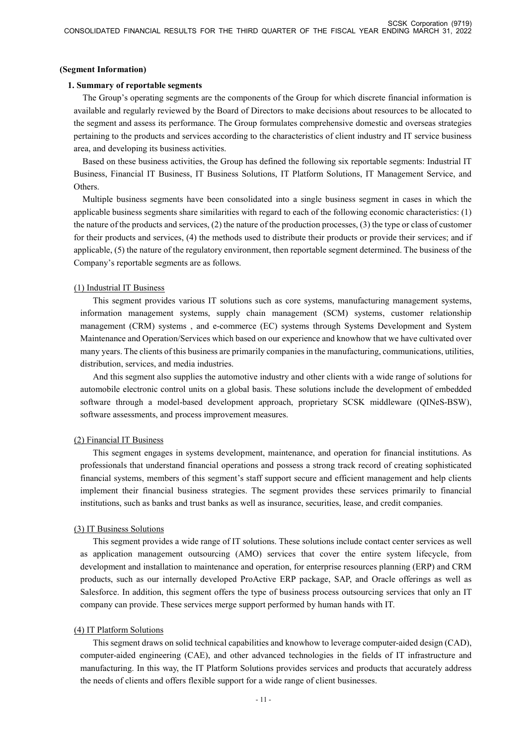## (Segment Information)

### 1. Summary of reportable segments

The Group's operating segments are the components of the Group for which discrete financial information is available and regularly reviewed by the Board of Directors to make decisions about resources to be allocated to the segment and assess its performance. The Group formulates comprehensive domestic and overseas strategies pertaining to the products and services according to the characteristics of client industry and IT service business area, and developing its business activities.

Based on these business activities, the Group has defined the following six reportable segments: Industrial IT Business, Financial IT Business, IT Business Solutions, IT Platform Solutions, IT Management Service, and Others.

Multiple business segments have been consolidated into a single business segment in cases in which the applicable business segments share similarities with regard to each of the following economic characteristics: (1) the nature of the products and services, (2) the nature of the production processes, (3) the type or class of customer for their products and services, (4) the methods used to distribute their products or provide their services; and if applicable, (5) the nature of the regulatory environment, then reportable segment determined. The business of the Company's reportable segments are as follows.

#### (1) Industrial IT Business

This segment provides various IT solutions such as core systems, manufacturing management systems, information management systems, supply chain management (SCM) systems, customer relationship management (CRM) systems , and e-commerce (EC) systems through Systems Development and System Maintenance and Operation/Services which based on our experience and knowhow that we have cultivated over many years. The clients of this business are primarily companies in the manufacturing, communications, utilities, distribution, services, and media industries.

And this segment also supplies the automotive industry and other clients with a wide range of solutions for automobile electronic control units on a global basis. These solutions include the development of embedded software through a model-based development approach, proprietary SCSK middleware (QINeS-BSW), software assessments, and process improvement measures.

#### (2) Financial IT Business

This segment engages in systems development, maintenance, and operation for financial institutions. As professionals that understand financial operations and possess a strong track record of creating sophisticated financial systems, members of this segment's staff support secure and efficient management and help clients implement their financial business strategies. The segment provides these services primarily to financial institutions, such as banks and trust banks as well as insurance, securities, lease, and credit companies.

#### (3) IT Business Solutions

This segment provides a wide range of IT solutions. These solutions include contact center services as well as application management outsourcing (AMO) services that cover the entire system lifecycle, from development and installation to maintenance and operation, for enterprise resources planning (ERP) and CRM products, such as our internally developed ProActive ERP package, SAP, and Oracle offerings as well as Salesforce. In addition, this segment offers the type of business process outsourcing services that only an IT company can provide. These services merge support performed by human hands with IT.

#### (4) IT Platform Solutions

This segment draws on solid technical capabilities and knowhow to leverage computer-aided design (CAD), computer-aided engineering (CAE), and other advanced technologies in the fields of IT infrastructure and manufacturing. In this way, the IT Platform Solutions provides services and products that accurately address the needs of clients and offers flexible support for a wide range of client businesses.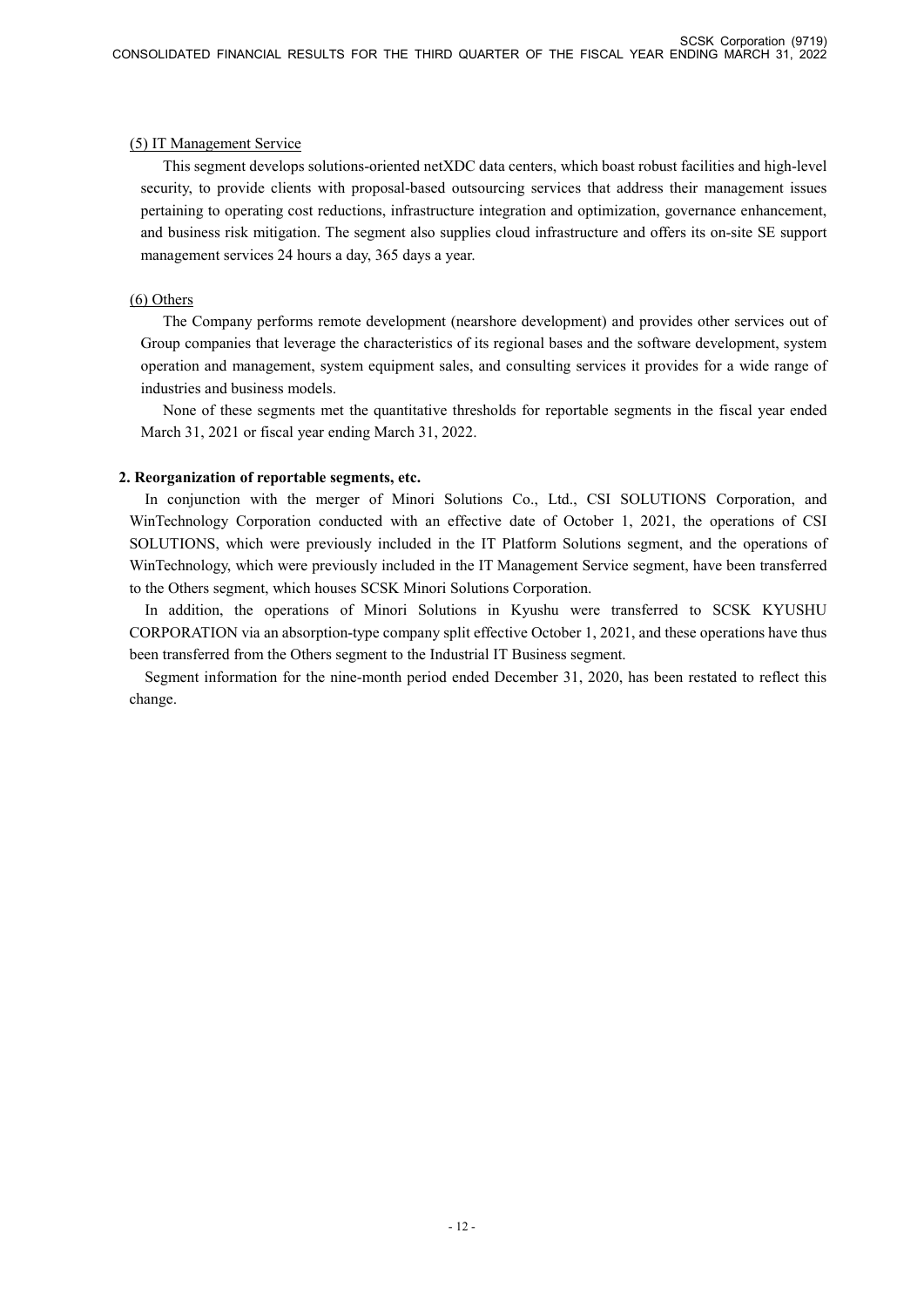(5) IT Management Service

This segment develops solutions-oriented netXDC data centers, which boast robust facilities and high-level security, to provide clients with proposal-based outsourcing services that address their management issues pertaining to operating cost reductions, infrastructure integration and optimization, governance enhancement, and business risk mitigation. The segment also supplies cloud infrastructure and offers its on-site SE support management services 24 hours a day, 365 days a year.

(6) Others

The Company performs remote development (nearshore development) and provides other services out of Group companies that leverage the characteristics of its regional bases and the software development, system operation and management, system equipment sales, and consulting services it provides for a wide range of industries and business models.

None of these segments met the quantitative thresholds for reportable segments in the fiscal year ended March 31, 2021 or fiscal year ending March 31, 2022.

**2. Reorganization of reportable segments, etc.**

In conjunction with the merger of Minori Solutions Co., Ltd., CSI SOLUTIONS Corporation, and WinTechnology Corporation conducted with an effective date of October 1, 2021, the operations of CSI SOLUTIONS, which were previously included in the IT Platform Solutions segment, and the operations of WinTechnology, which were previously included in the IT Management Service segment, have been transferred to the Others segment, which houses SCSK Minori Solutions Corporation.

In addition, the operations of Minori Solutions in Kyushu were transferred to SCSK KYUSHU CORPORATION via an absorption-type company split effective October 1, 2021, and these operations have thus been transferred from the Others segment to the Industrial IT Business segment.

Segment information for the nine-month period ended December 31, 2020, has been restated to reflect this change.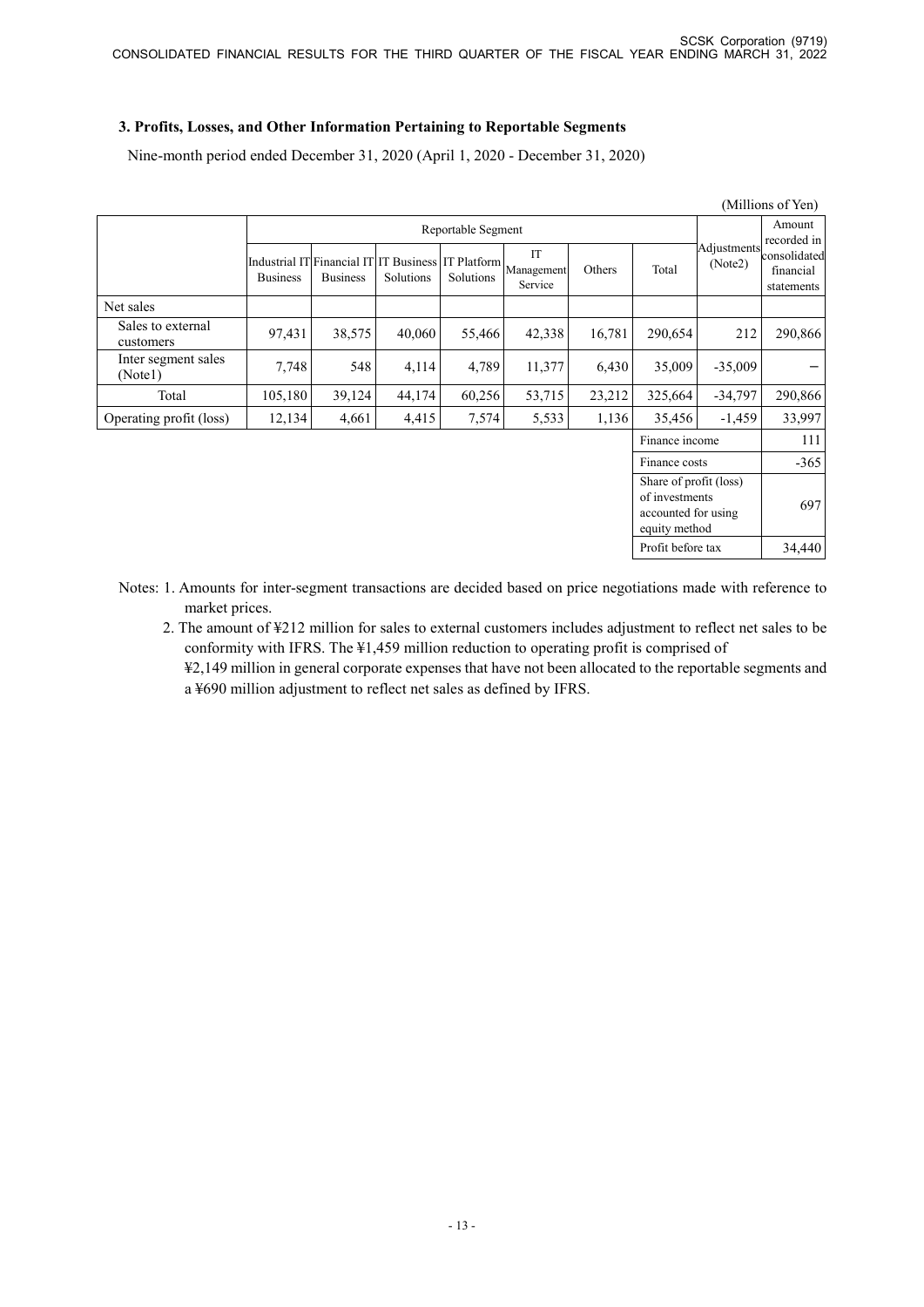### 3. Profits, Losses, and Other Information Pertaining to Reportable Segments

Nine-month period ended December 31, 2020 (April 1, 2020 - December 31, 2020)

(Millions of Yen)

| | Reportable Segment | | | | | | | Adjustments (Note2) | Amount recorded in consolidated financial statements |
|---|---|---|---|---|---|---|---|---|---|
| | Industrial IT Business | Financial IT Business | IT Business Solutions | IT Platform Solutions | IT Management Service | Others | Total | | |
| Net sales | | | | | | | | | |
| Sales to external customers | 97,431 | 38,575 | 40,060 | 55,466 | 42,338 | 16,781 | 290,654 | 212 | 290,866 |
| Inter segment sales (Note1) | 7,748 | 548 | 4,114 | 4,789 | 11,377 | 6,430 | 35,009 | -35,009 | − |
| Total | 105,180 | 39,124 | 44,174 | 60,256 | 53,715 | 23,212 | 325,664 | -34,797 | 290,866 |
| Operating profit (loss) | 12,134 | 4,661 | 4,415 | 7,574 | 5,533 | 1,136 | 35,456 | -1,459 | 33,997 |
| | | | | | | | Finance income | | 111 |
| | | | | | | | Finance costs | | -365 |
| | | | | | | | Share of profit (loss) of investments accounted for using equity method | | 697 |
| | | | | | | | Profit before tax | | 34,440 |

Notes: 1. Amounts for inter-segment transactions are decided based on price negotiations made with reference to market prices.

2. The amount of ¥212 million for sales to external customers includes adjustment to reflect net sales to be conformity with IFRS. The ¥1,459 million reduction to operating profit is comprised of ¥2,149 million in general corporate expenses that have not been allocated to the reportable segments and a ¥690 million adjustment to reflect net sales as defined by IFRS.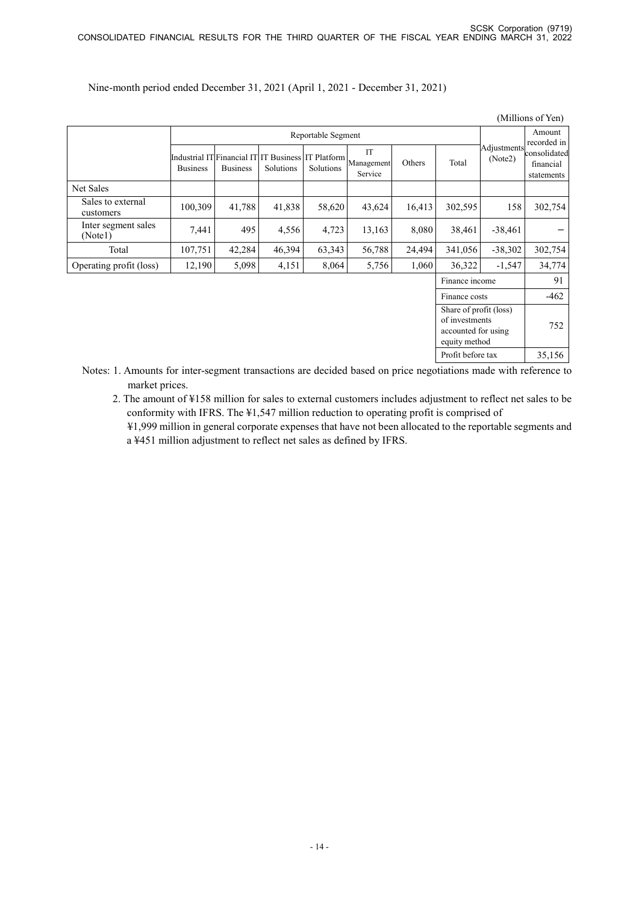Nine-month period ended December 31, 2021 (April 1, 2021 - December 31, 2021)

(Millions of Yen)

| | Reportable Segment | | | | | | | Adjustments (Note2) | Amount recorded in consolidated financial statements |
|---|---|---|---|---|---|---|---|---|---|
| | Industrial IT Business | Financial IT Business | IT Business Solutions | IT Platform Solutions | IT Management Service | Others | Total | | |
| Net Sales | | | | | | | | | |
| Sales to external customers | 100,309 | 41,788 | 41,838 | 58,620 | 43,624 | 16,413 | 302,595 | 158 | 302,754 |
| Inter segment sales (Note1) | 7,441 | 495 | 4,556 | 4,723 | 13,163 | 8,080 | 38,461 | -38,461 | – |
| Total | 107,751 | 42,284 | 46,394 | 63,343 | 56,788 | 24,494 | 341,056 | -38,302 | 302,754 |
| Operating profit (loss) | 12,190 | 5,098 | 4,151 | 8,064 | 5,756 | 1,060 | 36,322 | -1,547 | 34,774 |
| | | | | | | | Finance income | | 91 |
| | | | | | | | Finance costs | | -462 |
| | | | | | | | Share of profit (loss) of investments accounted for using equity method | | 752 |
| | | | | | | | Profit before tax | | 35,156 |

Notes: 1. Amounts for inter-segment transactions are decided based on price negotiations made with reference to market prices.

2. The amount of ¥158 million for sales to external customers includes adjustment to reflect net sales to be conformity with IFRS. The ¥1,547 million reduction to operating profit is comprised of ¥1,999 million in general corporate expenses that have not been allocated to the reportable segments and a ¥451 million adjustment to reflect net sales as defined by IFRS.